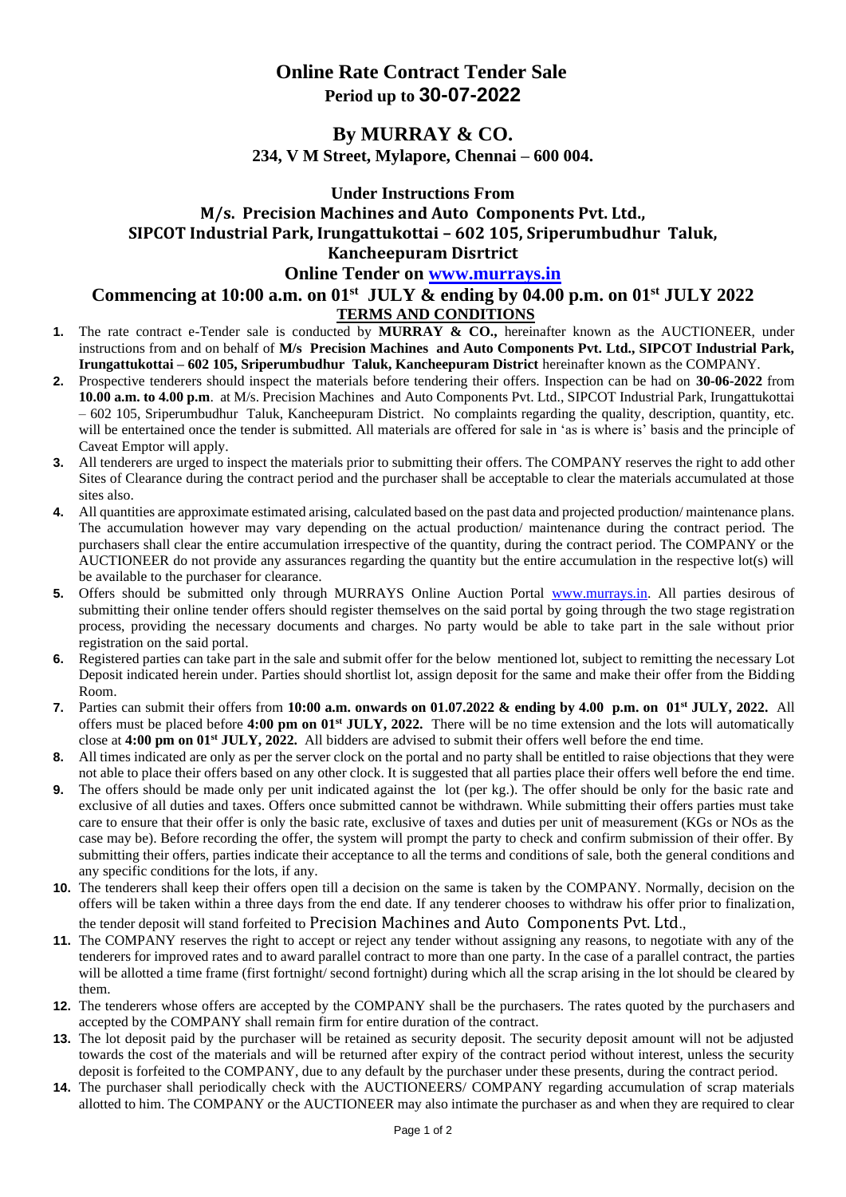# Online Rate Contract Tender Sale

**Period up to 30-07-2022**

## By MURRAY & CO.

**234, V M Street, Mylapore, Chennai – 600 004.**

**Under Instructions From**

**M/s. Precision Machines and Auto Components Pvt. Ltd., SIPCOT Industrial Park, Irungattukottai – 602 105, Sriperumbudhur Taluk, Kancheepuram Disrtrict**

**Online Tender on www.murrays.in**

**Commencing at 10:00 a.m. on 01st JULY & ending by 04.00 p.m. on 01st JULY 2022**

**TERMS AND CONDITIONS**

1. The rate contract e-Tender sale is conducted by **MURRAY & CO.,** hereinafter known as the AUCTIONEER, under instructions from and on behalf of **M/s Precision Machines and Auto Components Pvt. Ltd., SIPCOT Industrial Park, Irungattukottai – 602 105, Sriperumbudhur Taluk, Kancheepuram District** hereinafter known as the COMPANY.
2. Prospective tenderers should inspect the materials before tendering their offers. Inspection can be had on **30-06-2022** from **10.00 a.m. to 4.00 p.m**. at M/s. Precision Machines and Auto Components Pvt. Ltd., SIPCOT Industrial Park, Irungattukottai – 602 105, Sriperumbudhur Taluk, Kancheepuram District. No complaints regarding the quality, description, quantity, etc. will be entertained once the tender is submitted. All materials are offered for sale in 'as is where is' basis and the principle of Caveat Emptor will apply.
3. All tenderers are urged to inspect the materials prior to submitting their offers. The COMPANY reserves the right to add other Sites of Clearance during the contract period and the purchaser shall be acceptable to clear the materials accumulated at those sites also.
4. All quantities are approximate estimated arising, calculated based on the past data and projected production/ maintenance plans. The accumulation however may vary depending on the actual production/ maintenance during the contract period. The purchasers shall clear the entire accumulation irrespective of the quantity, during the contract period. The COMPANY or the AUCTIONEER do not provide any assurances regarding the quantity but the entire accumulation in the respective lot(s) will be available to the purchaser for clearance.
5. Offers should be submitted only through MURRAYS Online Auction Portal www.murrays.in. All parties desirous of submitting their online tender offers should register themselves on the said portal by going through the two stage registration process, providing the necessary documents and charges. No party would be able to take part in the sale without prior registration on the said portal.
6. Registered parties can take part in the sale and submit offer for the below mentioned lot, subject to remitting the necessary Lot Deposit indicated herein under. Parties should shortlist lot, assign deposit for the same and make their offer from the Bidding Room.
7. Parties can submit their offers from **10:00 a.m. onwards on 01.07.2022 & ending by 4.00 p.m. on 01st JULY, 2022.** All offers must be placed before **4:00 pm on 01st JULY, 2022.** There will be no time extension and the lots will automatically close at **4:00 pm on 01st JULY, 2022.** All bidders are advised to submit their offers well before the end time.
8. All times indicated are only as per the server clock on the portal and no party shall be entitled to raise objections that they were not able to place their offers based on any other clock. It is suggested that all parties place their offers well before the end time.
9. The offers should be made only per unit indicated against the lot (per kg.). The offer should be only for the basic rate and exclusive of all duties and taxes. Offers once submitted cannot be withdrawn. While submitting their offers parties must take care to ensure that their offer is only the basic rate, exclusive of taxes and duties per unit of measurement (KGs or NOs as the case may be). Before recording the offer, the system will prompt the party to check and confirm submission of their offer. By submitting their offers, parties indicate their acceptance to all the terms and conditions of sale, both the general conditions and any specific conditions for the lots, if any.
10. The tenderers shall keep their offers open till a decision on the same is taken by the COMPANY. Normally, decision on the offers will be taken within a three days from the end date. If any tenderer chooses to withdraw his offer prior to finalization, the tender deposit will stand forfeited to Precision Machines and Auto Components Pvt. Ltd.,
11. The COMPANY reserves the right to accept or reject any tender without assigning any reasons, to negotiate with any of the tenderers for improved rates and to award parallel contract to more than one party. In the case of a parallel contract, the parties will be allotted a time frame (first fortnight/ second fortnight) during which all the scrap arising in the lot should be cleared by them.
12. The tenderers whose offers are accepted by the COMPANY shall be the purchasers. The rates quoted by the purchasers and accepted by the COMPANY shall remain firm for entire duration of the contract.
13. The lot deposit paid by the purchaser will be retained as security deposit. The security deposit amount will not be adjusted towards the cost of the materials and will be returned after expiry of the contract period without interest, unless the security deposit is forfeited to the COMPANY, due to any default by the purchaser under these presents, during the contract period.
14. The purchaser shall periodically check with the AUCTIONEERS/ COMPANY regarding accumulation of scrap materials allotted to him. The COMPANY or the AUCTIONEER may also intimate the purchaser as and when they are required to clear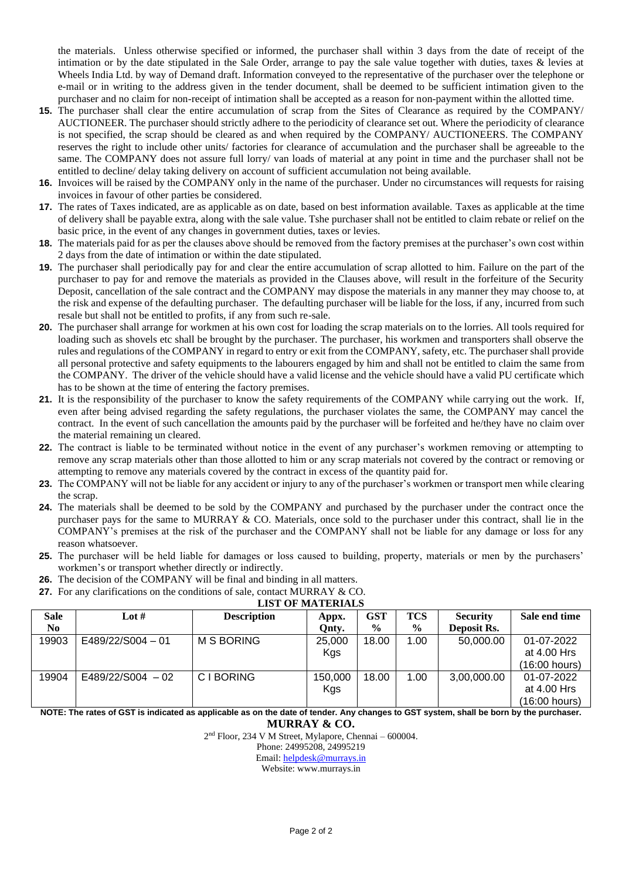the materials. Unless otherwise specified or informed, the purchaser shall within 3 days from the date of receipt of the intimation or by the date stipulated in the Sale Order, arrange to pay the sale value together with duties, taxes & levies at Wheels India Ltd. by way of Demand draft. Information conveyed to the representative of the purchaser over the telephone or e-mail or in writing to the address given in the tender document, shall be deemed to be sufficient intimation given to the purchaser and no claim for non-receipt of intimation shall be accepted as a reason for non-payment within the allotted time.

**15.** The purchaser shall clear the entire accumulation of scrap from the Sites of Clearance as required by the COMPANY/ AUCTIONEER. The purchaser should strictly adhere to the periodicity of clearance set out. Where the periodicity of clearance is not specified, the scrap should be cleared as and when required by the COMPANY/ AUCTIONEERS. The COMPANY reserves the right to include other units/ factories for clearance of accumulation and the purchaser shall be agreeable to the same. The COMPANY does not assure full lorry/ van loads of material at any point in time and the purchaser shall not be entitled to decline/ delay taking delivery on account of sufficient accumulation not being available.

**16.** Invoices will be raised by the COMPANY only in the name of the purchaser. Under no circumstances will requests for raising invoices in favour of other parties be considered.

**17.** The rates of Taxes indicated, are as applicable as on date, based on best information available. Taxes as applicable at the time of delivery shall be payable extra, along with the sale value. Tshe purchaser shall not be entitled to claim rebate or relief on the basic price, in the event of any changes in government duties, taxes or levies.

**18.** The materials paid for as per the clauses above should be removed from the factory premises at the purchaser's own cost within 2 days from the date of intimation or within the date stipulated.

**19.** The purchaser shall periodically pay for and clear the entire accumulation of scrap allotted to him. Failure on the part of the purchaser to pay for and remove the materials as provided in the Clauses above, will result in the forfeiture of the Security Deposit, cancellation of the sale contract and the COMPANY may dispose the materials in any manner they may choose to, at the risk and expense of the defaulting purchaser. The defaulting purchaser will be liable for the loss, if any, incurred from such resale but shall not be entitled to profits, if any from such re-sale.

**20.** The purchaser shall arrange for workmen at his own cost for loading the scrap materials on to the lorries. All tools required for loading such as shovels etc shall be brought by the purchaser. The purchaser, his workmen and transporters shall observe the rules and regulations of the COMPANY in regard to entry or exit from the COMPANY, safety, etc. The purchaser shall provide all personal protective and safety equipments to the labourers engaged by him and shall not be entitled to claim the same from the COMPANY. The driver of the vehicle should have a valid license and the vehicle should have a valid PU certificate which has to be shown at the time of entering the factory premises.

**21.** It is the responsibility of the purchaser to know the safety requirements of the COMPANY while carrying out the work. If, even after being advised regarding the safety regulations, the purchaser violates the same, the COMPANY may cancel the contract. In the event of such cancellation the amounts paid by the purchaser will be forfeited and he/they have no claim over the material remaining un cleared.

**22.** The contract is liable to be terminated without notice in the event of any purchaser's workmen removing or attempting to remove any scrap materials other than those allotted to him or any scrap materials not covered by the contract or removing or attempting to remove any materials covered by the contract in excess of the quantity paid for.

**23.** The COMPANY will not be liable for any accident or injury to any of the purchaser's workmen or transport men while clearing the scrap.

**24.** The materials shall be deemed to be sold by the COMPANY and purchased by the purchaser under the contract once the purchaser pays for the same to MURRAY & CO. Materials, once sold to the purchaser under this contract, shall lie in the COMPANY's premises at the risk of the purchaser and the COMPANY shall not be liable for any damage or loss for any reason whatsoever.

**25.** The purchaser will be held liable for damages or loss caused to building, property, materials or men by the purchasers' workmen's or transport whether directly or indirectly.

**26.** The decision of the COMPANY will be final and binding in all matters.

**27.** For any clarifications on the conditions of sale, contact MURRAY & CO.

**LIST OF MATERIALS**

| Sale No | Lot # | Description | Appx. Qnty. | GST % | TCS % | Security Deposit Rs. | Sale end time |
|---|---|---|---|---|---|---|---|
| 19903 | E489/22/S004 – 01 | M S BORING | 25,000 Kgs | 18.00 | 1.00 | 50,000.00 | 01-07-2022 at 4.00 Hrs (16:00 hours) |
| 19904 | E489/22/S004 – 02 | C I BORING | 150,000 Kgs | 18.00 | 1.00 | 3,00,000.00 | 01-07-2022 at 4.00 Hrs (16:00 hours) |

**NOTE: The rates of GST is indicated as applicable as on the date of tender. Any changes to GST system, shall be born by the purchaser.**

**MURRAY & CO.**

2nd Floor, 234 V M Street, Mylapore, Chennai – 600004.
Phone: 24995208, 24995219
Email: helpdesk@murrays.in
Website: www.murrays.in